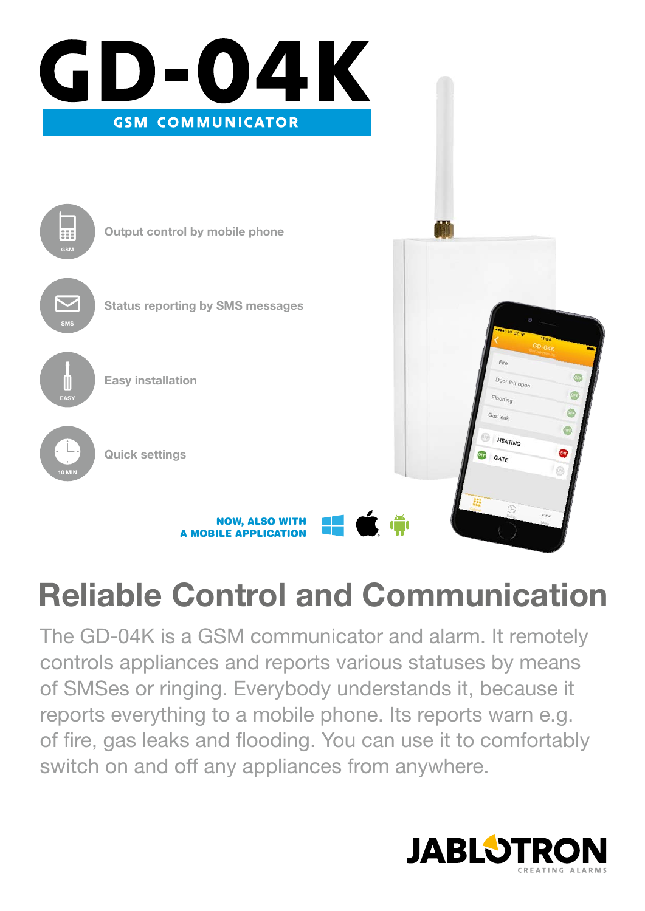# GD-04K

**GSM COMMUNICATOR**

- Output control by mobile phone
- Status reporting by SMS messages
- Easy installation
- Quick settings

**NOW, ALSO WITH A MOBILE APPLICATION**

## Reliable Control and Communication

The GD-04K is a GSM communicator and alarm. It remotely controls appliances and reports various statuses by means of SMSes or ringing. Everybody understands it, because it reports everything to a mobile phone. Its reports warn e.g. of fire, gas leaks and flooding. You can use it to comfortably switch on and off any appliances from anywhere.

JABLOTRON
CREATING ALARMS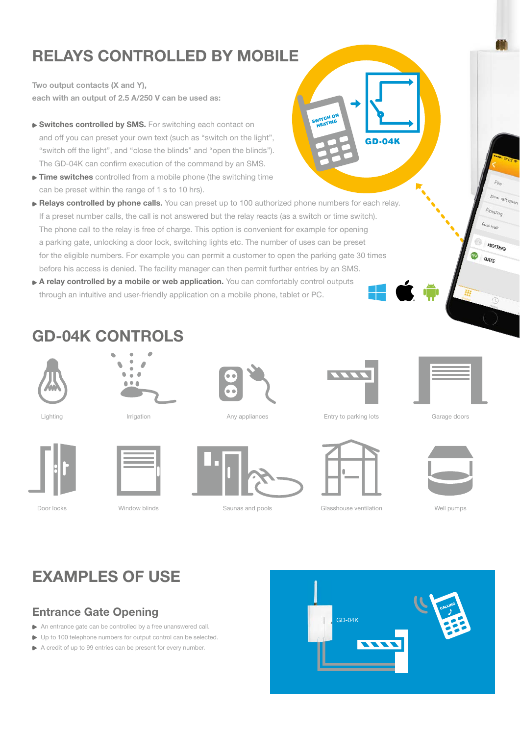# RELAYS CONTROLLED BY MOBILE

**Two output contacts (X and Y), each with an output of 2.5 A/250 V can be used as:**

- **Switches controlled by SMS.** For switching each contact on and off you can preset your own text (such as "switch on the light", "switch off the light", and "close the blinds" and "open the blinds"). The GD-04K can confirm execution of the command by an SMS.
- **Time switches** controlled from a mobile phone (the switching time can be preset within the range of 1 s to 10 hrs).
- **Relays controlled by phone calls.** You can preset up to 100 authorized phone numbers for each relay. If a preset number calls, the call is not answered but the relay reacts (as a switch or time switch). The phone call to the relay is free of charge. This option is convenient for example for opening a parking gate, unlocking a door lock, switching lights etc. The number of uses can be preset for the eligible numbers. For example you can permit a customer to open the parking gate 30 times before his access is denied. The facility manager can then permit further entries by an SMS.
- **A relay controlled by a mobile or web application.** You can comfortably control outputs through an intuitive and user-friendly application on a mobile phone, tablet or PC.

# GD-04K CONTROLS

Lighting

Irrigation

Any appliances

Entry to parking lots

Garage doors

Door locks

Window blinds

Saunas and pools

Glasshouse ventilation

Well pumps

# EXAMPLES OF USE

## Entrance Gate Opening

- An entrance gate can be controlled by a free unanswered call.
- Up to 100 telephone numbers for output control can be selected.
- A credit of up to 99 entries can be present for every number.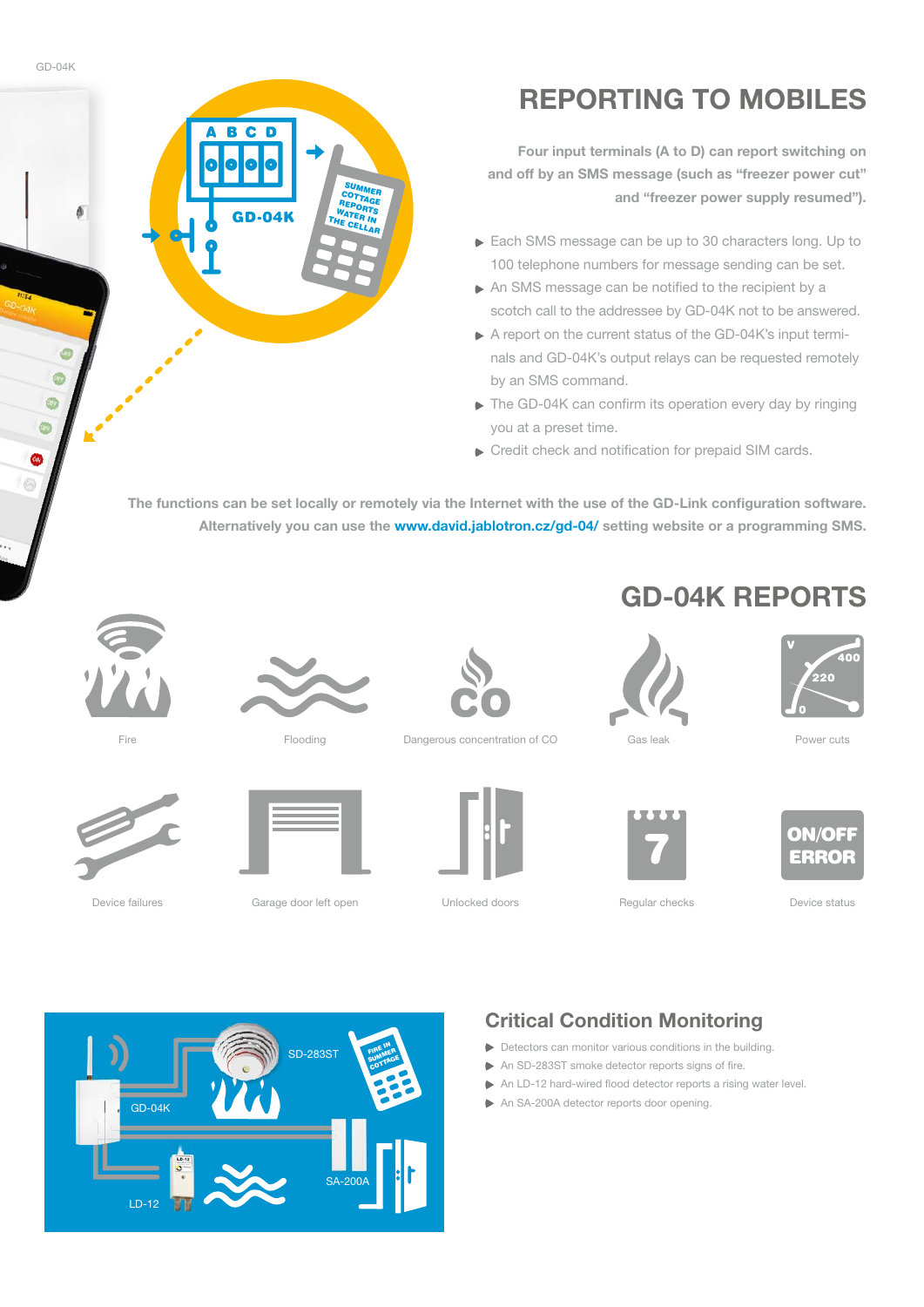## REPORTING TO MOBILES

**Four input terminals (A to D) can report switching on and off by an SMS message (such as "freezer power cut" and "freezer power supply resumed").**

- Each SMS message can be up to 30 characters long. Up to 100 telephone numbers for message sending can be set.
- An SMS message can be notified to the recipient by a scotch call to the addressee by GD-04K not to be answered.
- A report on the current status of the GD-04K's input terminals and GD-04K's output relays can be requested remotely by an SMS command.
- The GD-04K can confirm its operation every day by ringing you at a preset time.
- Credit check and notification for prepaid SIM cards.

**The functions can be set locally or remotely via the Internet with the use of the GD-Link configuration software. Alternatively you can use the www.david.jablotron.cz/gd-04/ setting website or a programming SMS.**

## GD-04K REPORTS

Fire

Flooding

Dangerous concentration of CO

Gas leak

Power cuts

Device failures

Garage door left open

Unlocked doors

Regular checks

Device status

### Critical Condition Monitoring

- Detectors can monitor various conditions in the building.
- An SD-283ST smoke detector reports signs of fire.
- An LD-12 hard-wired flood detector reports a rising water level.
- An SA-200A detector reports door opening.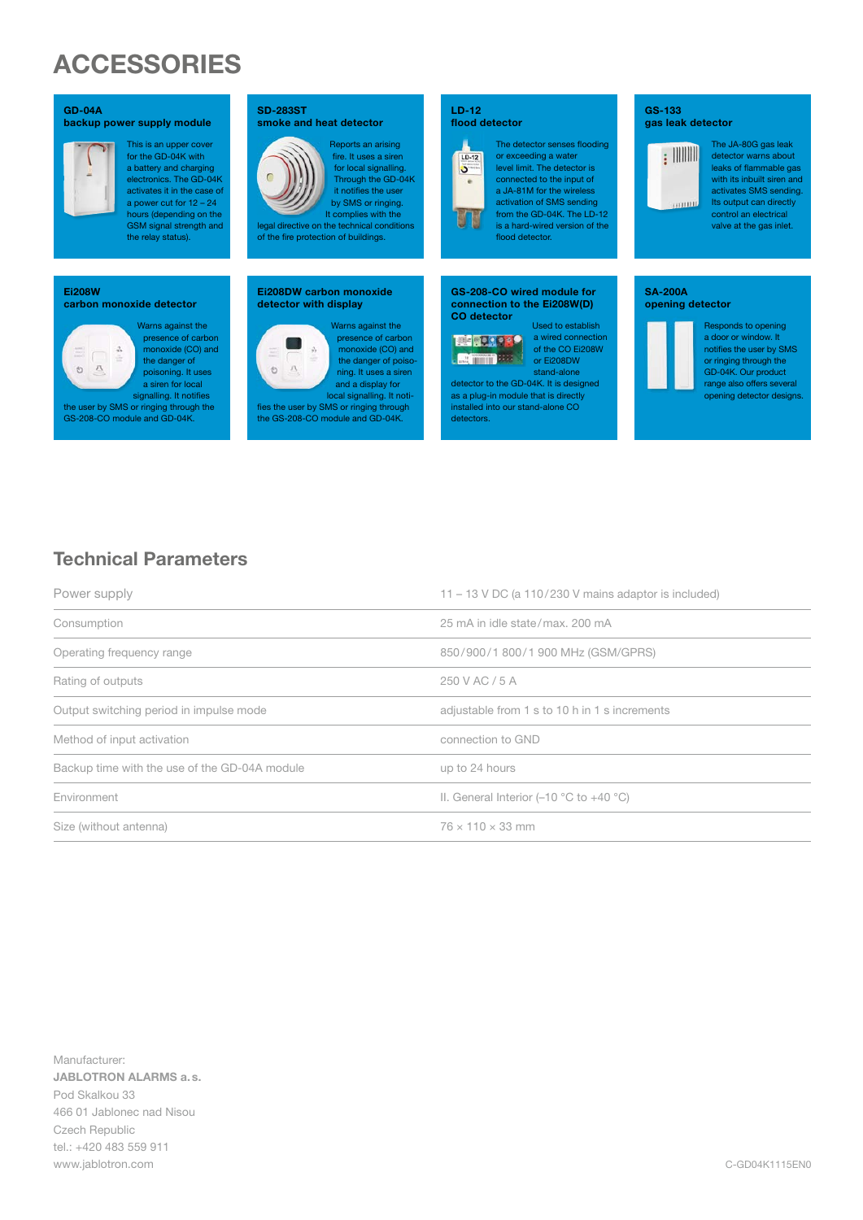# ACCESSORIES

### GD-04A
**backup power supply module**

This is an upper cover for the GD-04K with a battery and charging electronics. The GD-04K activates it in the case of a power cut for 12 – 24 hours (depending on the GSM signal strength and the relay status).

### SD-283ST
**smoke and heat detector**

Reports an arising fire. It uses a siren for local signalling. Through the GD-04K it notifies the user by SMS or ringing. It complies with the legal directive on the technical conditions of the fire protection of buildings.

### LD-12
**flood detector**

The detector senses flooding or exceeding a water level limit. The detector is connected to the input of a JA-81M for the wireless activation of SMS sending from the GD-04K. The LD-12 is a hard-wired version of the flood detector.

### GS-133
**gas leak detector**

The JA-80G gas leak detector warns about leaks of flammable gas with its inbuilt siren and activates SMS sending. Its output can directly control an electrical valve at the gas inlet.

### Ei208W
**carbon monoxide detector**

Warns against the presence of carbon monoxide (CO) and the danger of poisoning. It uses a siren for local signalling. It notifies the user by SMS or ringing through the GS-208-CO module and GD-04K.

### Ei208DW carbon monoxide detector with display

Warns against the presence of carbon monoxide (CO) and the danger of poisoning. It uses a siren and a display for local signalling. It notifies the user by SMS or ringing through the GS-208-CO module and GD-04K.

### GS-208-CO wired module for connection to the Ei208W(D) CO detector

Used to establish a wired connection of the CO Ei208W or Ei208DW stand-alone detector to the GD-04K. It is designed as a plug-in module that is directly installed into our stand-alone CO detectors.

### SA-200A
**opening detector**

Responds to opening a door or window. It notifies the user by SMS or ringing through the GD-04K. Our product range also offers several opening detector designs.

## Technical Parameters

| | |
|---|---|
| Power supply | 11 – 13 V DC (a 110/230 V mains adaptor is included) |
| Consumption | 25 mA in idle state/max. 200 mA |
| Operating frequency range | 850/900/1 800/1 900 MHz (GSM/GPRS) |
| Rating of outputs | 250 V AC / 5 A |
| Output switching period in impulse mode | adjustable from 1 s to 10 h in 1 s increments |
| Method of input activation | connection to GND |
| Backup time with the use of the GD-04A module | up to 24 hours |
| Environment | II. General Interior (–10 °C to +40 °C) |
| Size (without antenna) | 76 × 110 × 33 mm |

Manufacturer:
**JABLOTRON ALARMS a. s.**
Pod Skalkou 33
466 01 Jablonec nad Nisou
Czech Republic
tel.: +420 483 559 911
www.jablotron.com

C-GD04K1115EN0